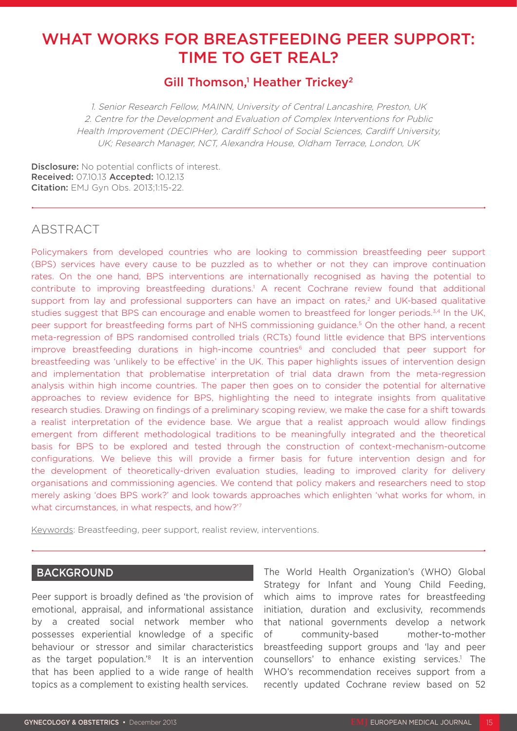# WHAT WORKS FOR BREASTFEEDING PEER SUPPORT: TIME TO GET REAL?

## Gill Thomson,[1] Heather Trickey[2]

*1. Senior Research Fellow, MAINN, University of Central Lancashire, Preston, UK*
*2. Centre for the Development and Evaluation of Complex Interventions for Public Health Improvement (DECIPHer), Cardiff School of Social Sciences, Cardiff University, UK; Research Manager, NCT, Alexandra House, Oldham Terrace, London, UK*

**Disclosure:** No potential conflicts of interest.
**Received:** 07.10.13 **Accepted:** 10.12.13
**Citation:** EMJ Gyn Obs. 2013;1:15-22.

## ABSTRACT

Policymakers from developed countries who are looking to commission breastfeeding peer support (BPS) services have every cause to be puzzled as to whether or not they can improve continuation rates. On the one hand, BPS interventions are internationally recognised as having the potential to contribute to improving breastfeeding durations.[1] A recent Cochrane review found that additional support from lay and professional supporters can have an impact on rates,[2] and UK-based qualitative studies suggest that BPS can encourage and enable women to breastfeed for longer periods.[3,4] In the UK, peer support for breastfeeding forms part of NHS commissioning guidance.[5] On the other hand, a recent meta-regression of BPS randomised controlled trials (RCTs) found little evidence that BPS interventions improve breastfeeding durations in high-income countries[6] and concluded that peer support for breastfeeding was 'unlikely to be effective' in the UK. This paper highlights issues of intervention design and implementation that problematise interpretation of trial data drawn from the meta-regression analysis within high income countries. The paper then goes on to consider the potential for alternative approaches to review evidence for BPS, highlighting the need to integrate insights from qualitative research studies. Drawing on findings of a preliminary scoping review, we make the case for a shift towards a realist interpretation of the evidence base. We argue that a realist approach would allow findings emergent from different methodological traditions to be meaningfully integrated and the theoretical basis for BPS to be explored and tested through the construction of context-mechanism-outcome configurations. We believe this will provide a firmer basis for future intervention design and for the development of theoretically-driven evaluation studies, leading to improved clarity for delivery organisations and commissioning agencies. We contend that policy makers and researchers need to stop merely asking 'does BPS work?' and look towards approaches which enlighten 'what works for whom, in what circumstances, in what respects, and how?'[7]

Keywords: Breastfeeding, peer support, realist review, interventions.

## BACKGROUND

Peer support is broadly defined as 'the provision of emotional, appraisal, and informational assistance by a created social network member who possesses experiential knowledge of a specific behaviour or stressor and similar characteristics as the target population.'[8] It is an intervention that has been applied to a wide range of health topics as a complement to existing health services.

The World Health Organization's (WHO) Global Strategy for Infant and Young Child Feeding, which aims to improve rates for breastfeeding initiation, duration and exclusivity, recommends that national governments develop a network of community-based mother-to-mother breastfeeding support groups and 'lay and peer counsellors' to enhance existing services.[1] The WHO's recommendation receives support from a recently updated Cochrane review based on 52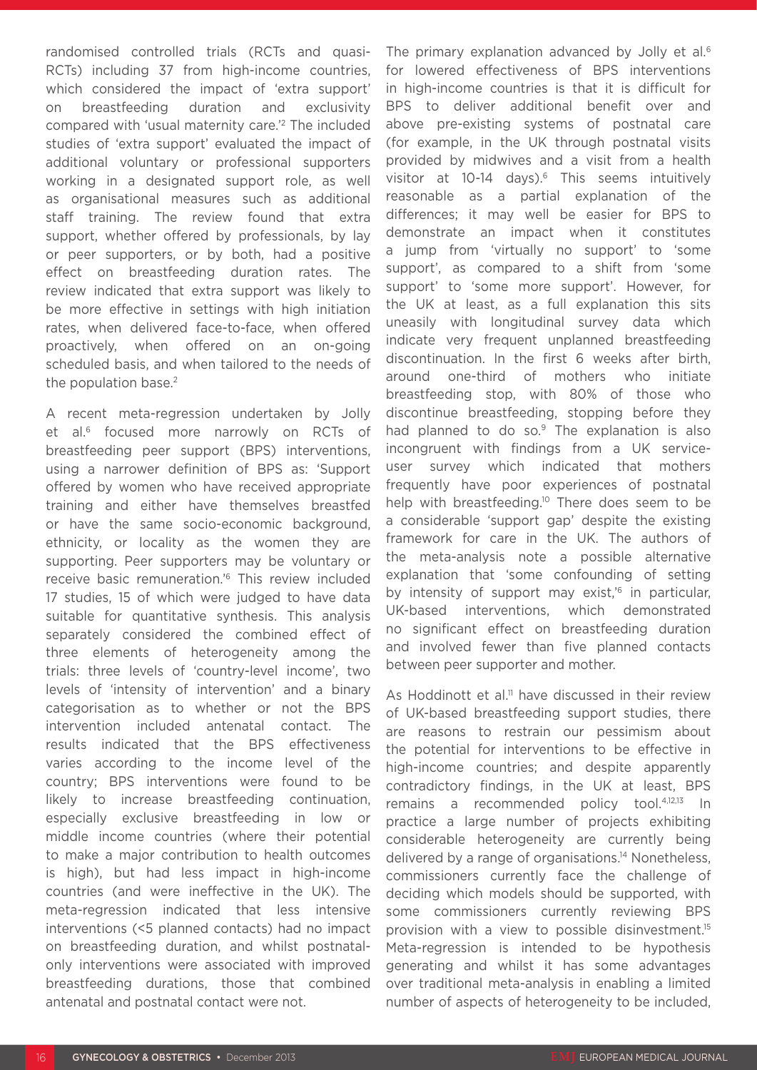randomised controlled trials (RCTs and quasi-RCTs) including 37 from high-income countries, which considered the impact of 'extra support' on breastfeeding duration and exclusivity compared with 'usual maternity care.'[2] The included studies of 'extra support' evaluated the impact of additional voluntary or professional supporters working in a designated support role, as well as organisational measures such as additional staff training. The review found that extra support, whether offered by professionals, by lay or peer supporters, or by both, had a positive effect on breastfeeding duration rates. The review indicated that extra support was likely to be more effective in settings with high initiation rates, when delivered face-to-face, when offered proactively, when offered on an on-going scheduled basis, and when tailored to the needs of the population base.[2]

A recent meta-regression undertaken by Jolly et al.[6] focused more narrowly on RCTs of breastfeeding peer support (BPS) interventions, using a narrower definition of BPS as: 'Support offered by women who have received appropriate training and either have themselves breastfed or have the same socio-economic background, ethnicity, or locality as the women they are supporting. Peer supporters may be voluntary or receive basic remuneration.'[6] This review included 17 studies, 15 of which were judged to have data suitable for quantitative synthesis. This analysis separately considered the combined effect of three elements of heterogeneity among the trials: three levels of 'country-level income', two levels of 'intensity of intervention' and a binary categorisation as to whether or not the BPS intervention included antenatal contact. The results indicated that the BPS effectiveness varies according to the income level of the country; BPS interventions were found to be likely to increase breastfeeding continuation, especially exclusive breastfeeding in low or middle income countries (where their potential to make a major contribution to health outcomes is high), but had less impact in high-income countries (and were ineffective in the UK). The meta-regression indicated that less intensive interventions (<5 planned contacts) had no impact on breastfeeding duration, and whilst postnatal-only interventions were associated with improved breastfeeding durations, those that combined antenatal and postnatal contact were not.

The primary explanation advanced by Jolly et al.[6] for lowered effectiveness of BPS interventions in high-income countries is that it is difficult for BPS to deliver additional benefit over and above pre-existing systems of postnatal care (for example, in the UK through postnatal visits provided by midwives and a visit from a health visitor at 10-14 days).[6] This seems intuitively reasonable as a partial explanation of the differences; it may well be easier for BPS to demonstrate an impact when it constitutes a jump from 'virtually no support' to 'some support', as compared to a shift from 'some support' to 'some more support'. However, for the UK at least, as a full explanation this sits uneasily with longitudinal survey data which indicate very frequent unplanned breastfeeding discontinuation. In the first 6 weeks after birth, around one-third of mothers who initiate breastfeeding stop, with 80% of those who discontinue breastfeeding, stopping before they had planned to do so.[9] The explanation is also incongruent with findings from a UK service-user survey which indicated that mothers frequently have poor experiences of postnatal help with breastfeeding.[10] There does seem to be a considerable 'support gap' despite the existing framework for care in the UK. The authors of the meta-analysis note a possible alternative explanation that 'some confounding of setting by intensity of support may exist,'[6] in particular, UK-based interventions, which demonstrated no significant effect on breastfeeding duration and involved fewer than five planned contacts between peer supporter and mother.

As Hoddinott et al.[11] have discussed in their review of UK-based breastfeeding support studies, there are reasons to restrain our pessimism about the potential for interventions to be effective in high-income countries; and despite apparently contradictory findings, in the UK at least, BPS remains a recommended policy tool.[4,12,13] In practice a large number of projects exhibiting considerable heterogeneity are currently being delivered by a range of organisations.[14] Nonetheless, commissioners currently face the challenge of deciding which models should be supported, with some commissioners currently reviewing BPS provision with a view to possible disinvestment.[15] Meta-regression is intended to be hypothesis generating and whilst it has some advantages over traditional meta-analysis in enabling a limited number of aspects of heterogeneity to be included,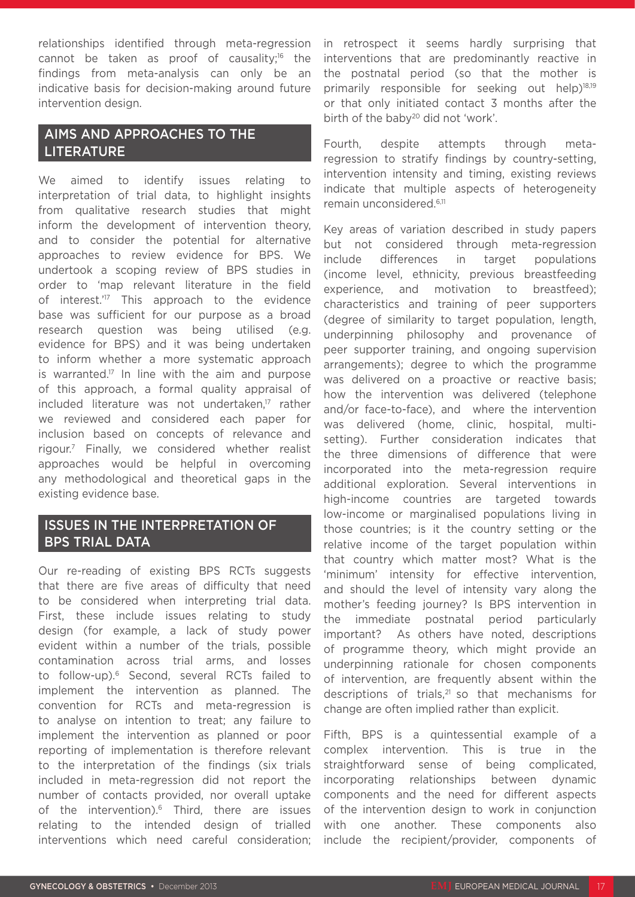relationships identified through meta-regression cannot be taken as proof of causality;[16] the findings from meta-analysis can only be an indicative basis for decision-making around future intervention design.

## AIMS AND APPROACHES TO THE LITERATURE

We aimed to identify issues relating to interpretation of trial data, to highlight insights from qualitative research studies that might inform the development of intervention theory, and to consider the potential for alternative approaches to review evidence for BPS. We undertook a scoping review of BPS studies in order to 'map relevant literature in the field of interest.'[17] This approach to the evidence base was sufficient for our purpose as a broad research question was being utilised (e.g. evidence for BPS) and it was being undertaken to inform whether a more systematic approach is warranted.[17] In line with the aim and purpose of this approach, a formal quality appraisal of included literature was not undertaken,[17] rather we reviewed and considered each paper for inclusion based on concepts of relevance and rigour.[7] Finally, we considered whether realist approaches would be helpful in overcoming any methodological and theoretical gaps in the existing evidence base.

## ISSUES IN THE INTERPRETATION OF BPS TRIAL DATA

Our re-reading of existing BPS RCTs suggests that there are five areas of difficulty that need to be considered when interpreting trial data. First, these include issues relating to study design (for example, a lack of study power evident within a number of the trials, possible contamination across trial arms, and losses to follow-up).[6] Second, several RCTs failed to implement the intervention as planned. The convention for RCTs and meta-regression is to analyse on intention to treat; any failure to implement the intervention as planned or poor reporting of implementation is therefore relevant to the interpretation of the findings (six trials included in meta-regression did not report the number of contacts provided, nor overall uptake of the intervention).[6] Third, there are issues relating to the intended design of trialled interventions which need careful consideration; in retrospect it seems hardly surprising that interventions that are predominantly reactive in the postnatal period (so that the mother is primarily responsible for seeking out help)[18,19] or that only initiated contact 3 months after the birth of the baby[20] did not 'work'.

Fourth, despite attempts through meta-regression to stratify findings by country-setting, intervention intensity and timing, existing reviews indicate that multiple aspects of heterogeneity remain unconsidered.[6,11]

Key areas of variation described in study papers but not considered through meta-regression include differences in target populations (income level, ethnicity, previous breastfeeding experience, and motivation to breastfeed); characteristics and training of peer supporters (degree of similarity to target population, length, underpinning philosophy and provenance of peer supporter training, and ongoing supervision arrangements); degree to which the programme was delivered on a proactive or reactive basis; how the intervention was delivered (telephone and/or face-to-face), and where the intervention was delivered (home, clinic, hospital, multi-setting). Further consideration indicates that the three dimensions of difference that were incorporated into the meta-regression require additional exploration. Several interventions in high-income countries are targeted towards low-income or marginalised populations living in those countries; is it the country setting or the relative income of the target population within that country which matter most? What is the 'minimum' intensity for effective intervention, and should the level of intensity vary along the mother's feeding journey? Is BPS intervention in the immediate postnatal period particularly important? As others have noted, descriptions of programme theory, which might provide an underpinning rationale for chosen components of intervention, are frequently absent within the descriptions of trials,[21] so that mechanisms for change are often implied rather than explicit.

Fifth, BPS is a quintessential example of a complex intervention. This is true in the straightforward sense of being complicated, incorporating relationships between dynamic components and the need for different aspects of the intervention design to work in conjunction with one another. These components also include the recipient/provider, components of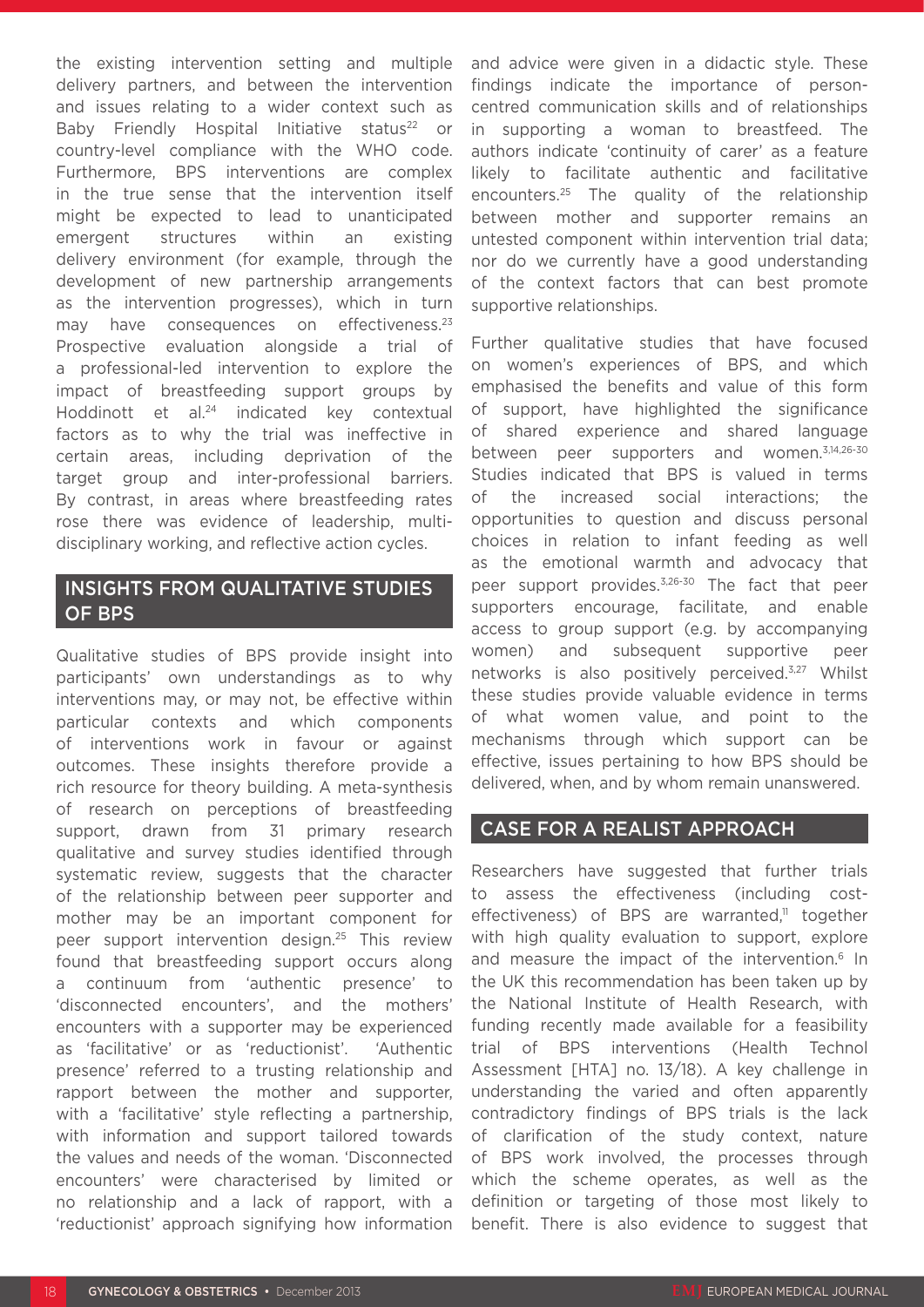the existing intervention setting and multiple delivery partners, and between the intervention and issues relating to a wider context such as Baby Friendly Hospital Initiative status[22] or country-level compliance with the WHO code. Furthermore, BPS interventions are complex in the true sense that the intervention itself might be expected to lead to unanticipated emergent structures within an existing delivery environment (for example, through the development of new partnership arrangements as the intervention progresses), which in turn may have consequences on effectiveness.[23] Prospective evaluation alongside a trial of a professional-led intervention to explore the impact of breastfeeding support groups by Hoddinott et al.[24] indicated key contextual factors as to why the trial was ineffective in certain areas, including deprivation of the target group and inter-professional barriers. By contrast, in areas where breastfeeding rates rose there was evidence of leadership, multi-disciplinary working, and reflective action cycles.

## INSIGHTS FROM QUALITATIVE STUDIES OF BPS

Qualitative studies of BPS provide insight into participants' own understandings as to why interventions may, or may not, be effective within particular contexts and which components of interventions work in favour or against outcomes. These insights therefore provide a rich resource for theory building. A meta-synthesis of research on perceptions of breastfeeding support, drawn from 31 primary research qualitative and survey studies identified through systematic review, suggests that the character of the relationship between peer supporter and mother may be an important component for peer support intervention design.[25] This review found that breastfeeding support occurs along a continuum from 'authentic presence' to 'disconnected encounters', and the mothers' encounters with a supporter may be experienced as 'facilitative' or as 'reductionist'. 'Authentic presence' referred to a trusting relationship and rapport between the mother and supporter, with a 'facilitative' style reflecting a partnership, with information and support tailored towards the values and needs of the woman. 'Disconnected encounters' were characterised by limited or no relationship and a lack of rapport, with a 'reductionist' approach signifying how information and advice were given in a didactic style. These findings indicate the importance of person-centred communication skills and of relationships in supporting a woman to breastfeed. The authors indicate 'continuity of carer' as a feature likely to facilitate authentic and facilitative encounters.[25] The quality of the relationship between mother and supporter remains an untested component within intervention trial data; nor do we currently have a good understanding of the context factors that can best promote supportive relationships.

Further qualitative studies that have focused on women's experiences of BPS, and which emphasised the benefits and value of this form of support, have highlighted the significance of shared experience and shared language between peer supporters and women.[3,14,26-30] Studies indicated that BPS is valued in terms of the increased social interactions; the opportunities to question and discuss personal choices in relation to infant feeding as well as the emotional warmth and advocacy that peer support provides.[3,26-30] The fact that peer supporters encourage, facilitate, and enable access to group support (e.g. by accompanying women) and subsequent supportive peer networks is also positively perceived.[3,27] Whilst these studies provide valuable evidence in terms of what women value, and point to the mechanisms through which support can be effective, issues pertaining to how BPS should be delivered, when, and by whom remain unanswered.

## CASE FOR A REALIST APPROACH

Researchers have suggested that further trials to assess the effectiveness (including cost-effectiveness) of BPS are warranted,[11] together with high quality evaluation to support, explore and measure the impact of the intervention.[6] In the UK this recommendation has been taken up by the National Institute of Health Research, with funding recently made available for a feasibility trial of BPS interventions (Health Technol Assessment [HTA] no. 13/18). A key challenge in understanding the varied and often apparently contradictory findings of BPS trials is the lack of clarification of the study context, nature of BPS work involved, the processes through which the scheme operates, as well as the definition or targeting of those most likely to benefit. There is also evidence to suggest that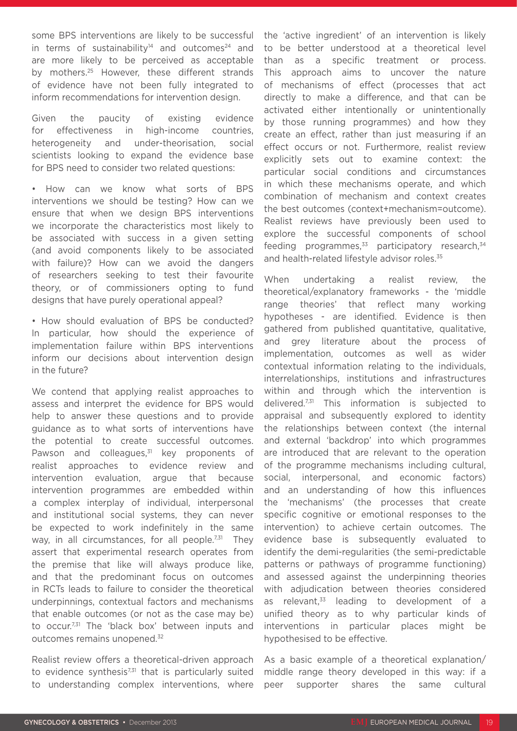some BPS interventions are likely to be successful in terms of sustainability[14] and outcomes[24] and are more likely to be perceived as acceptable by mothers.[25] However, these different strands of evidence have not been fully integrated to inform recommendations for intervention design.

Given the paucity of existing evidence for effectiveness in high-income countries, heterogeneity and under-theorisation, social scientists looking to expand the evidence base for BPS need to consider two related questions:

- How can we know what sorts of BPS interventions we should be testing? How can we ensure that when we design BPS interventions we incorporate the characteristics most likely to be associated with success in a given setting (and avoid components likely to be associated with failure)? How can we avoid the dangers of researchers seeking to test their favourite theory, or of commissioners opting to fund designs that have purely operational appeal?

- How should evaluation of BPS be conducted? In particular, how should the experience of implementation failure within BPS interventions inform our decisions about intervention design in the future?

We contend that applying realist approaches to assess and interpret the evidence for BPS would help to answer these questions and to provide guidance as to what sorts of interventions have the potential to create successful outcomes. Pawson and colleagues,[31] key proponents of realist approaches to evidence review and intervention evaluation, argue that because intervention programmes are embedded within a complex interplay of individual, interpersonal and institutional social systems, they can never be expected to work indefinitely in the same way, in all circumstances, for all people.[7,31] They assert that experimental research operates from the premise that like will always produce like, and that the predominant focus on outcomes in RCTs leads to failure to consider the theoretical underpinnings, contextual factors and mechanisms that enable outcomes (or not as the case may be) to occur.[7,31] The 'black box' between inputs and outcomes remains unopened.[32]

Realist review offers a theoretical-driven approach to evidence synthesis[7,31] that is particularly suited to understanding complex interventions, where the 'active ingredient' of an intervention is likely to be better understood at a theoretical level than as a specific treatment or process. This approach aims to uncover the nature of mechanisms of effect (processes that act directly to make a difference, and that can be activated either intentionally or unintentionally by those running programmes) and how they create an effect, rather than just measuring if an effect occurs or not. Furthermore, realist review explicitly sets out to examine context: the particular social conditions and circumstances in which these mechanisms operate, and which combination of mechanism and context creates the best outcomes (context+mechanism=outcome). Realist reviews have previously been used to explore the successful components of school feeding programmes,[33] participatory research,[34] and health-related lifestyle advisor roles.[35]

When undertaking a realist review, the theoretical/explanatory frameworks - the 'middle range theories' that reflect many working hypotheses - are identified. Evidence is then gathered from published quantitative, qualitative, and grey literature about the process of implementation, outcomes as well as wider contextual information relating to the individuals, interrelationships, institutions and infrastructures within and through which the intervention is delivered.[7,31] This information is subjected to appraisal and subsequently explored to identity the relationships between context (the internal and external 'backdrop' into which programmes are introduced that are relevant to the operation of the programme mechanisms including cultural, social, interpersonal, and economic factors) and an understanding of how this influences the 'mechanisms' (the processes that create specific cognitive or emotional responses to the intervention) to achieve certain outcomes. The evidence base is subsequently evaluated to identify the demi-regularities (the semi-predictable patterns or pathways of programme functioning) and assessed against the underpinning theories with adjudication between theories considered as relevant,[33] leading to development of a unified theory as to why particular kinds of interventions in particular places might be hypothesised to be effective.

As a basic example of a theoretical explanation/middle range theory developed in this way: if a peer supporter shares the same cultural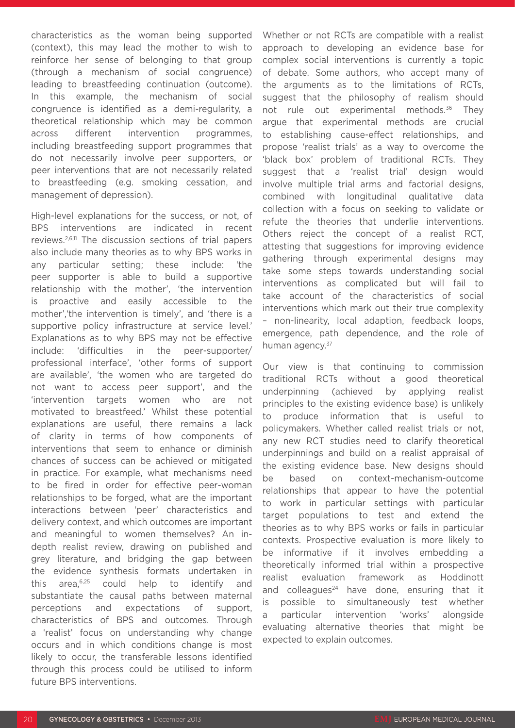characteristics as the woman being supported (context), this may lead the mother to wish to reinforce her sense of belonging to that group (through a mechanism of social congruence) leading to breastfeeding continuation (outcome). In this example, the mechanism of social congruence is identified as a demi-regularity, a theoretical relationship which may be common across different intervention programmes, including breastfeeding support programmes that do not necessarily involve peer supporters, or peer interventions that are not necessarily related to breastfeeding (e.g. smoking cessation, and management of depression).

High-level explanations for the success, or not, of BPS interventions are indicated in recent reviews.[2,6,11] The discussion sections of trial papers also include many theories as to why BPS works in any particular setting; these include: 'the peer supporter is able to build a supportive relationship with the mother', 'the intervention is proactive and easily accessible to the mother','the intervention is timely', and 'there is a supportive policy infrastructure at service level.' Explanations as to why BPS may not be effective include: 'difficulties in the peer-supporter/professional interface', 'other forms of support are available', 'the women who are targeted do not want to access peer support', and the 'intervention targets women who are not motivated to breastfeed.' Whilst these potential explanations are useful, there remains a lack of clarity in terms of how components of interventions that seem to enhance or diminish chances of success can be achieved or mitigated in practice. For example, what mechanisms need to be fired in order for effective peer-woman relationships to be forged, what are the important interactions between 'peer' characteristics and delivery context, and which outcomes are important and meaningful to women themselves? An in-depth realist review, drawing on published and grey literature, and bridging the gap between the evidence synthesis formats undertaken in this area,[6,25] could help to identify and substantiate the causal paths between maternal perceptions and expectations of support, characteristics of BPS and outcomes. Through a 'realist' focus on understanding why change occurs and in which conditions change is most likely to occur, the transferable lessons identified through this process could be utilised to inform future BPS interventions.

Whether or not RCTs are compatible with a realist approach to developing an evidence base for complex social interventions is currently a topic of debate. Some authors, who accept many of the arguments as to the limitations of RCTs, suggest that the philosophy of realism should not rule out experimental methods.[36] They argue that experimental methods are crucial to establishing cause-effect relationships, and propose 'realist trials' as a way to overcome the 'black box' problem of traditional RCTs. They suggest that a 'realist trial' design would involve multiple trial arms and factorial designs, combined with longitudinal qualitative data collection with a focus on seeking to validate or refute the theories that underlie interventions. Others reject the concept of a realist RCT, attesting that suggestions for improving evidence gathering through experimental designs may take some steps towards understanding social interventions as complicated but will fail to take account of the characteristics of social interventions which mark out their true complexity – non-linearity, local adaption, feedback loops, emergence, path dependence, and the role of human agency.[37]

Our view is that continuing to commission traditional RCTs without a good theoretical underpinning (achieved by applying realist principles to the existing evidence base) is unlikely to produce information that is useful to policymakers. Whether called realist trials or not, any new RCT studies need to clarify theoretical underpinnings and build on a realist appraisal of the existing evidence base. New designs should be based on context-mechanism-outcome relationships that appear to have the potential to work in particular settings with particular target populations to test and extend the theories as to why BPS works or fails in particular contexts. Prospective evaluation is more likely to be informative if it involves embedding a theoretically informed trial within a prospective realist evaluation framework as Hoddinott and colleagues[24] have done, ensuring that it is possible to simultaneously test whether a particular intervention 'works' alongside evaluating alternative theories that might be expected to explain outcomes.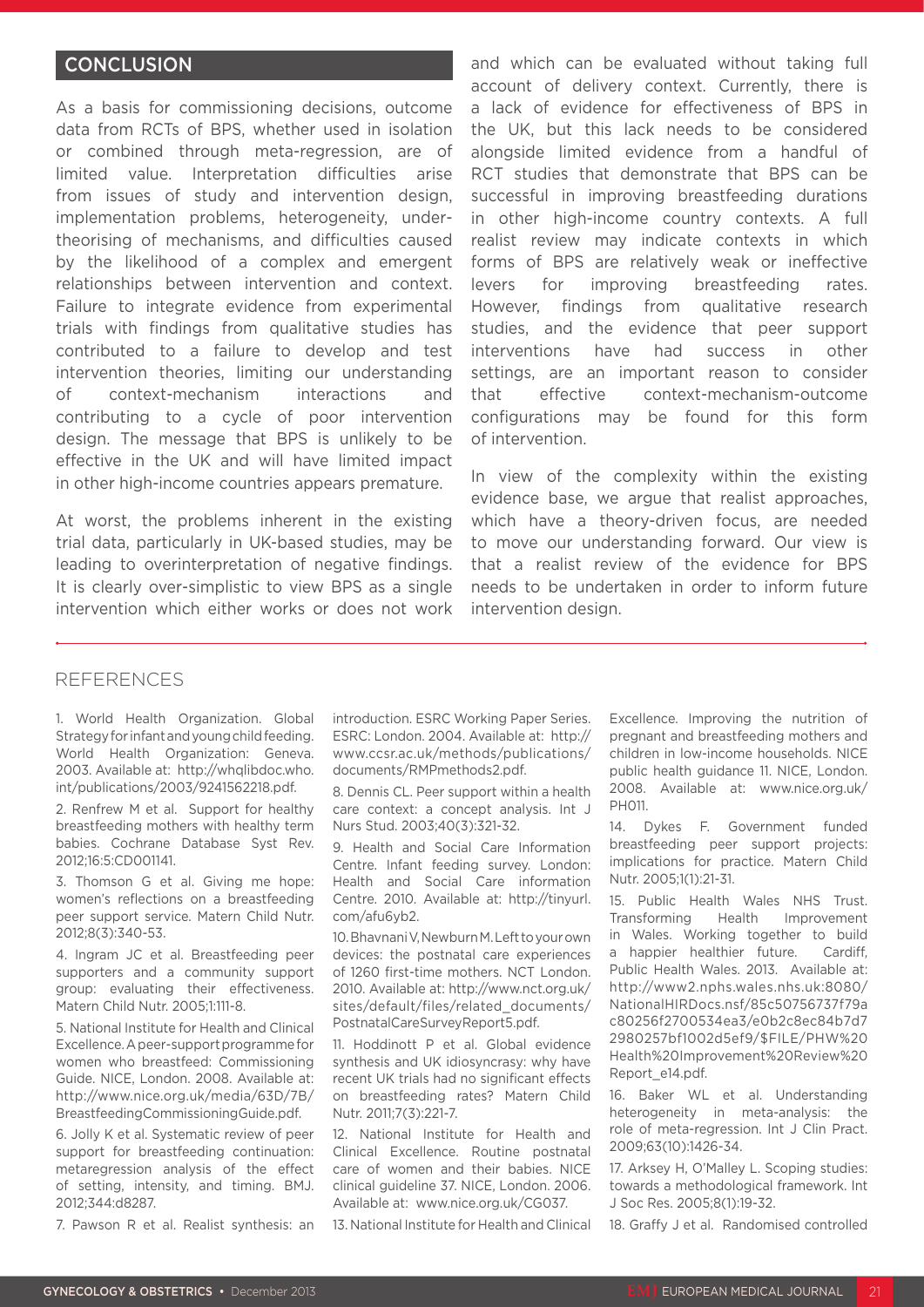## CONCLUSION

As a basis for commissioning decisions, outcome data from RCTs of BPS, whether used in isolation or combined through meta-regression, are of limited value. Interpretation difficulties arise from issues of study and intervention design, implementation problems, heterogeneity, under-theorising of mechanisms, and difficulties caused by the likelihood of a complex and emergent relationships between intervention and context. Failure to integrate evidence from experimental trials with findings from qualitative studies has contributed to a failure to develop and test intervention theories, limiting our understanding of context-mechanism interactions and contributing to a cycle of poor intervention design. The message that BPS is unlikely to be effective in the UK and will have limited impact in other high-income countries appears premature.

At worst, the problems inherent in the existing trial data, particularly in UK-based studies, may be leading to overinterpretation of negative findings. It is clearly over-simplistic to view BPS as a single intervention which either works or does not work and which can be evaluated without taking full account of delivery context. Currently, there is a lack of evidence for effectiveness of BPS in the UK, but this lack needs to be considered alongside limited evidence from a handful of RCT studies that demonstrate that BPS can be successful in improving breastfeeding durations in other high-income country contexts. A full realist review may indicate contexts in which forms of BPS are relatively weak or ineffective levers for improving breastfeeding rates. However, findings from qualitative research studies, and the evidence that peer support interventions have had success in other settings, are an important reason to consider that effective context-mechanism-outcome configurations may be found for this form of intervention.

In view of the complexity within the existing evidence base, we argue that realist approaches, which have a theory-driven focus, are needed to move our understanding forward. Our view is that a realist review of the evidence for BPS needs to be undertaken in order to inform future intervention design.

## REFERENCES

1. World Health Organization. Global Strategy for infant and young child feeding. World Health Organization: Geneva. 2003. Available at: http://whqlibdoc.who.int/publications/2003/9241562218.pdf.

2. Renfrew M et al. Support for healthy breastfeeding mothers with healthy term babies. Cochrane Database Syst Rev. 2012;16:5:CD001141.

3. Thomson G et al. Giving me hope: women's reflections on a breastfeeding peer support service. Matern Child Nutr. 2012;8(3):340-53.

4. Ingram JC et al. Breastfeeding peer supporters and a community support group: evaluating their effectiveness. Matern Child Nutr. 2005;1:111-8.

5. National Institute for Health and Clinical Excellence. A peer-support programme for women who breastfeed: Commissioning Guide. NICE, London. 2008. Available at: http://www.nice.org.uk/media/63D/7B/BreastfeedingCommissioningGuide.pdf.

6. Jolly K et al. Systematic review of peer support for breastfeeding continuation: metaregression analysis of the effect of setting, intensity, and timing. BMJ. 2012;344:d8287.

7. Pawson R et al. Realist synthesis: an introduction. ESRC Working Paper Series. ESRC: London. 2004. Available at: http://www.ccsr.ac.uk/methods/publications/documents/RMPmethods2.pdf.

8. Dennis CL. Peer support within a health care context: a concept analysis. Int J Nurs Stud. 2003;40(3):321-32.

9. Health and Social Care Information Centre. Infant feeding survey. London: Health and Social Care information Centre. 2010. Available at: http://tinyurl.com/afu6yb2.

10. Bhavnani V, Newburn M. Left to your own devices: the postnatal care experiences of 1260 first-time mothers. NCT London. 2010. Available at: http://www.nct.org.uk/sites/default/files/related_documents/PostnatalCareSurveyReport5.pdf.

11. Hoddinott P et al. Global evidence synthesis and UK idiosyncrasy: why have recent UK trials had no significant effects on breastfeeding rates? Matern Child Nutr. 2011;7(3):221-7.

12. National Institute for Health and Clinical Excellence. Routine postnatal care of women and their babies. NICE clinical guideline 37. NICE, London. 2006. Available at: www.nice.org.uk/CG037.

13. National Institute for Health and Clinical Excellence. Improving the nutrition of pregnant and breastfeeding mothers and children in low-income households. NICE public health guidance 11. NICE, London. 2008. Available at: www.nice.org.uk/PH011.

14. Dykes F. Government funded breastfeeding peer support projects: implications for practice. Matern Child Nutr. 2005;1(1):21-31.

15. Public Health Wales NHS Trust. Transforming Health Improvement in Wales. Working together to build a happier healthier future. Cardiff, Public Health Wales. 2013. Available at: http://www2.nphs.wales.nhs.uk:8080/NationalHIRDocs.nsf/85c50756737f79ac80256f2700534ea3/e0b2c8ec84b7d72980257bf1002d5ef9/$FILE/PHW%20Health%20Improvement%20Review%20Report_e14.pdf.

16. Baker WL et al. Understanding heterogeneity in meta-analysis: the role of meta-regression. Int J Clin Pract. 2009;63(10):1426-34.

17. Arksey H, O'Malley L. Scoping studies: towards a methodological framework. Int J Soc Res. 2005;8(1):19-32.

18. Graffy J et al. Randomised controlled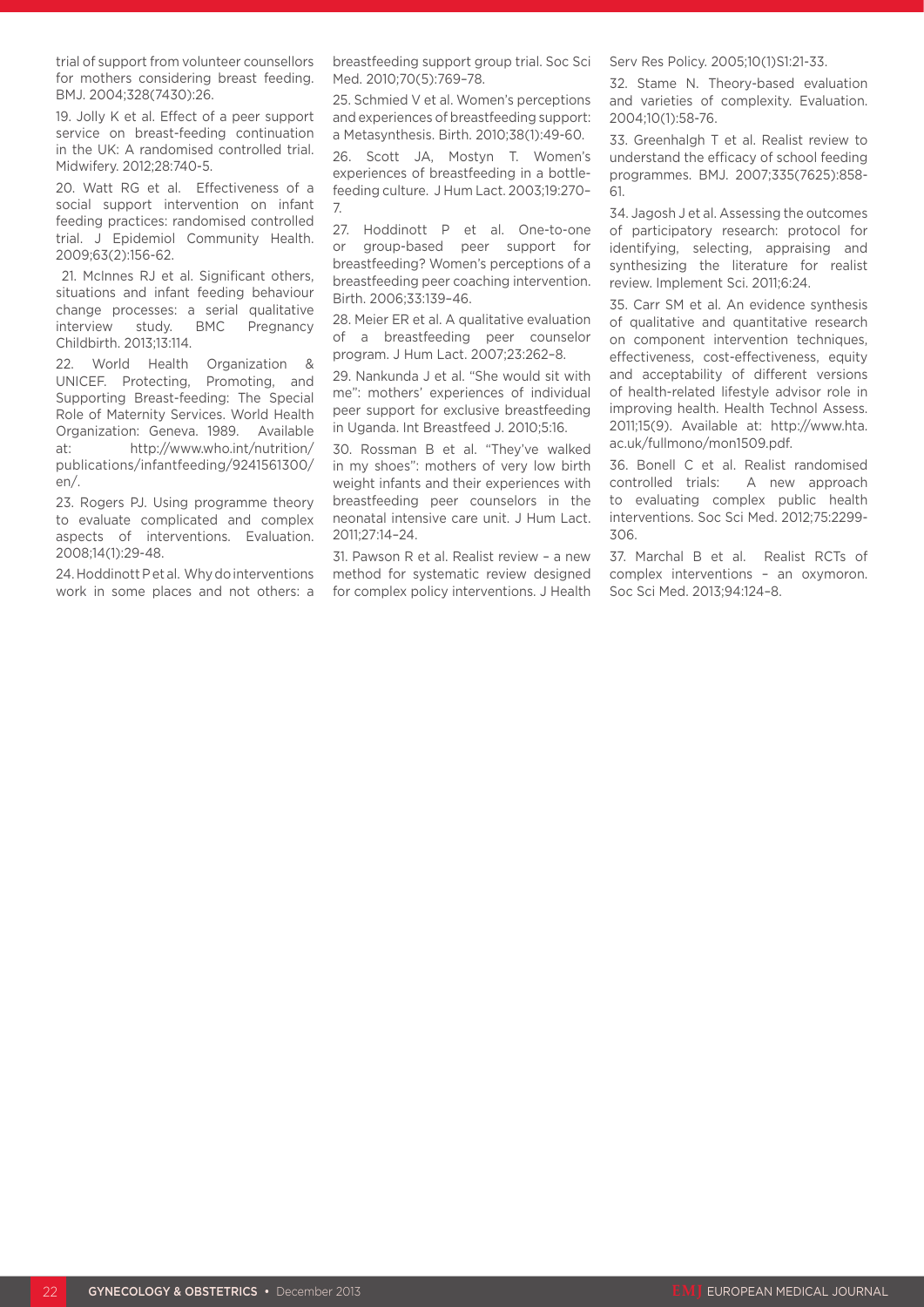trial of support from volunteer counsellors for mothers considering breast feeding. BMJ. 2004;328(7430):26.

19. Jolly K et al. Effect of a peer support service on breast-feeding continuation in the UK: A randomised controlled trial. Midwifery. 2012;28:740-5.

20. Watt RG et al. Effectiveness of a social support intervention on infant feeding practices: randomised controlled trial. J Epidemiol Community Health. 2009;63(2):156-62.

21. McInnes RJ et al. Significant others, situations and infant feeding behaviour change processes: a serial qualitative interview study. BMC Pregnancy Childbirth. 2013;13:114.

22. World Health Organization & UNICEF. Protecting, Promoting, and Supporting Breast-feeding: The Special Role of Maternity Services. World Health Organization: Geneva. 1989. Available at: http://www.who.int/nutrition/publications/infantfeeding/9241561300/en/.

23. Rogers PJ. Using programme theory to evaluate complicated and complex aspects of interventions. Evaluation. 2008;14(1):29-48.

24. Hoddinott P et al. Why do interventions work in some places and not others: a breastfeeding support group trial. Soc Sci Med. 2010;70(5):769–78.

25. Schmied V et al. Women's perceptions and experiences of breastfeeding support: a Metasynthesis. Birth. 2010;38(1):49-60.

26. Scott JA, Mostyn T. Women's experiences of breastfeeding in a bottle-feeding culture. J Hum Lact. 2003;19:270–7.

27. Hoddinott P et al. One-to-one or group-based peer support for breastfeeding? Women's perceptions of a breastfeeding peer coaching intervention. Birth. 2006;33:139–46.

28. Meier ER et al. A qualitative evaluation of a breastfeeding peer counselor program. J Hum Lact. 2007;23:262–8.

29. Nankunda J et al. "She would sit with me": mothers' experiences of individual peer support for exclusive breastfeeding in Uganda. Int Breastfeed J. 2010;5:16.

30. Rossman B et al. "They've walked in my shoes": mothers of very low birth weight infants and their experiences with breastfeeding peer counselors in the neonatal intensive care unit. J Hum Lact. 2011;27:14–24.

31. Pawson R et al. Realist review – a new method for systematic review designed for complex policy interventions. J Health Serv Res Policy. 2005;10(1)S1:21-33.

32. Stame N. Theory-based evaluation and varieties of complexity. Evaluation. 2004;10(1):58-76.

33. Greenhalgh T et al. Realist review to understand the efficacy of school feeding programmes. BMJ. 2007;335(7625):858-61.

34. Jagosh J et al. Assessing the outcomes of participatory research: protocol for identifying, selecting, appraising and synthesizing the literature for realist review. Implement Sci. 2011;6:24.

35. Carr SM et al. An evidence synthesis of qualitative and quantitative research on component intervention techniques, effectiveness, cost-effectiveness, equity and acceptability of different versions of health-related lifestyle advisor role in improving health. Health Technol Assess. 2011;15(9). Available at: http://www.hta.ac.uk/fullmono/mon1509.pdf.

36. Bonell C et al. Realist randomised controlled trials: A new approach to evaluating complex public health interventions. Soc Sci Med. 2012;75:2299-306.

37. Marchal B et al. Realist RCTs of complex interventions – an oxymoron. Soc Sci Med. 2013;94:124–8.